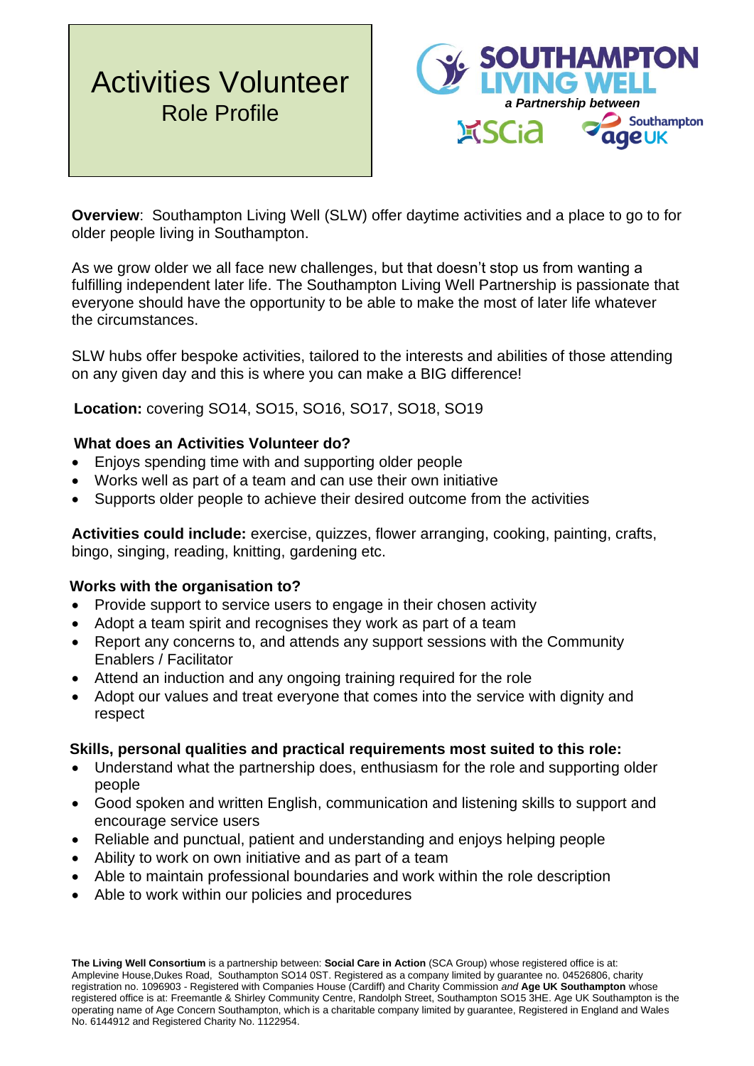# Activities Volunteer

## Role Profile

SOUTHAMPTON LIVING WELL

*a Partnership between*

SCiA Southampton age UK

**Overview**: Southampton Living Well (SLW) offer daytime activities and a place to go to for older people living in Southampton.

As we grow older we all face new challenges, but that doesn't stop us from wanting a fulfilling independent later life. The Southampton Living Well Partnership is passionate that everyone should have the opportunity to be able to make the most of later life whatever the circumstances.

SLW hubs offer bespoke activities, tailored to the interests and abilities of those attending on any given day and this is where you can make a BIG difference!

**Location:** covering SO14, SO15, SO16, SO17, SO18, SO19

**What does an Activities Volunteer do?**

- Enjoys spending time with and supporting older people
- Works well as part of a team and can use their own initiative
- Supports older people to achieve their desired outcome from the activities

**Activities could include:** exercise, quizzes, flower arranging, cooking, painting, crafts, bingo, singing, reading, knitting, gardening etc.

**Works with the organisation to?**

- Provide support to service users to engage in their chosen activity
- Adopt a team spirit and recognises they work as part of a team
- Report any concerns to, and attends any support sessions with the Community Enablers / Facilitator
- Attend an induction and any ongoing training required for the role
- Adopt our values and treat everyone that comes into the service with dignity and respect

**Skills, personal qualities and practical requirements most suited to this role:**

- Understand what the partnership does, enthusiasm for the role and supporting older people
- Good spoken and written English, communication and listening skills to support and encourage service users
- Reliable and punctual, patient and understanding and enjoys helping people
- Ability to work on own initiative and as part of a team
- Able to maintain professional boundaries and work within the role description
- Able to work within our policies and procedures

**The Living Well Consortium** is a partnership between: **Social Care in Action** (SCA Group) whose registered office is at: Amplevine House,Dukes Road, Southampton SO14 0ST. Registered as a company limited by guarantee no. 04526806, charity registration no. 1096903 - Registered with Companies House (Cardiff) and Charity Commission *and* **Age UK Southampton** whose registered office is at: Freemantle & Shirley Community Centre, Randolph Street, Southampton SO15 3HE. Age UK Southampton is the operating name of Age Concern Southampton, which is a charitable company limited by guarantee, Registered in England and Wales No. 6144912 and Registered Charity No. 1122954.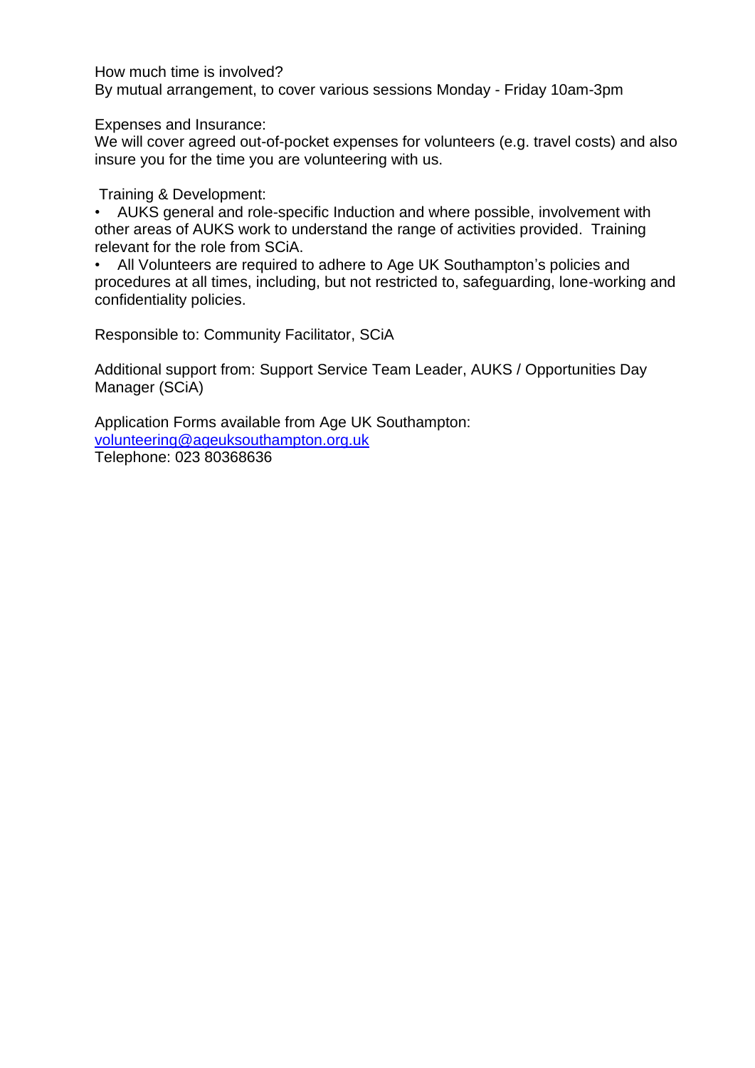How much time is involved?
By mutual arrangement, to cover various sessions Monday - Friday 10am-3pm

Expenses and Insurance:
We will cover agreed out-of-pocket expenses for volunteers (e.g. travel costs) and also insure you for the time you are volunteering with us.

Training & Development:

- AUKS general and role-specific Induction and where possible, involvement with other areas of AUKS work to understand the range of activities provided. Training relevant for the role from SCiA.
- All Volunteers are required to adhere to Age UK Southampton's policies and procedures at all times, including, but not restricted to, safeguarding, lone-working and confidentiality policies.

Responsible to: Community Facilitator, SCiA

Additional support from: Support Service Team Leader, AUKS / Opportunities Day Manager (SCiA)

Application Forms available from Age UK Southampton:
volunteering@ageuksouthampton.org.uk
Telephone: 023 80368636